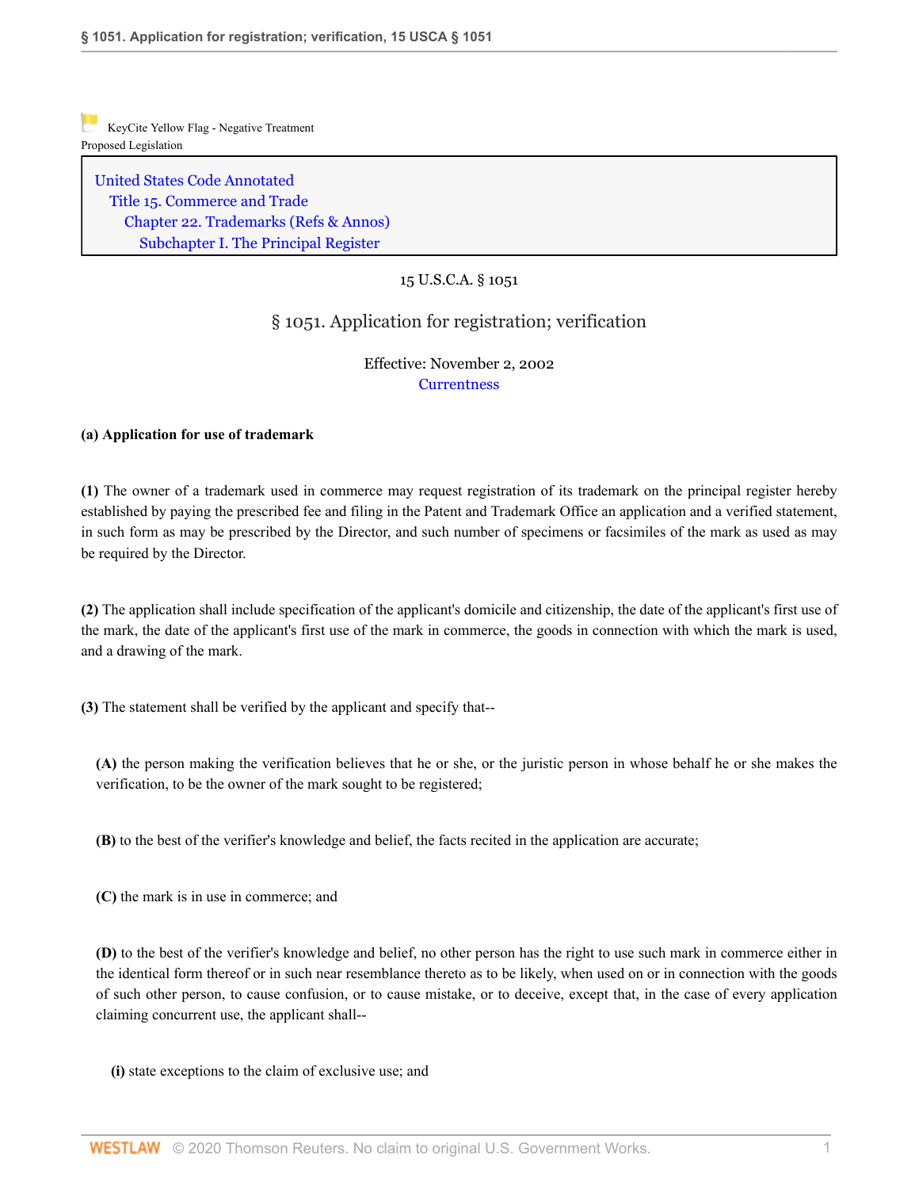KeyCite Yellow Flag - Negative Treatment
Proposed Legislation

United States Code Annotated
Title 15. Commerce and Trade
Chapter 22. Trademarks (Refs & Annos)
Subchapter I. The Principal Register

15 U.S.C.A. § 1051

# § 1051. Application for registration; verification

Effective: November 2, 2002
Currentness

**(a) Application for use of trademark**

**(1)** The owner of a trademark used in commerce may request registration of its trademark on the principal register hereby established by paying the prescribed fee and filing in the Patent and Trademark Office an application and a verified statement, in such form as may be prescribed by the Director, and such number of specimens or facsimiles of the mark as used as may be required by the Director.

**(2)** The application shall include specification of the applicant's domicile and citizenship, the date of the applicant's first use of the mark, the date of the applicant's first use of the mark in commerce, the goods in connection with which the mark is used, and a drawing of the mark.

**(3)** The statement shall be verified by the applicant and specify that--

**(A)** the person making the verification believes that he or she, or the juristic person in whose behalf he or she makes the verification, to be the owner of the mark sought to be registered;

**(B)** to the best of the verifier's knowledge and belief, the facts recited in the application are accurate;

**(C)** the mark is in use in commerce; and

**(D)** to the best of the verifier's knowledge and belief, no other person has the right to use such mark in commerce either in the identical form thereof or in such near resemblance thereto as to be likely, when used on or in connection with the goods of such other person, to cause confusion, or to cause mistake, or to deceive, except that, in the case of every application claiming concurrent use, the applicant shall--

**(i)** state exceptions to the claim of exclusive use; and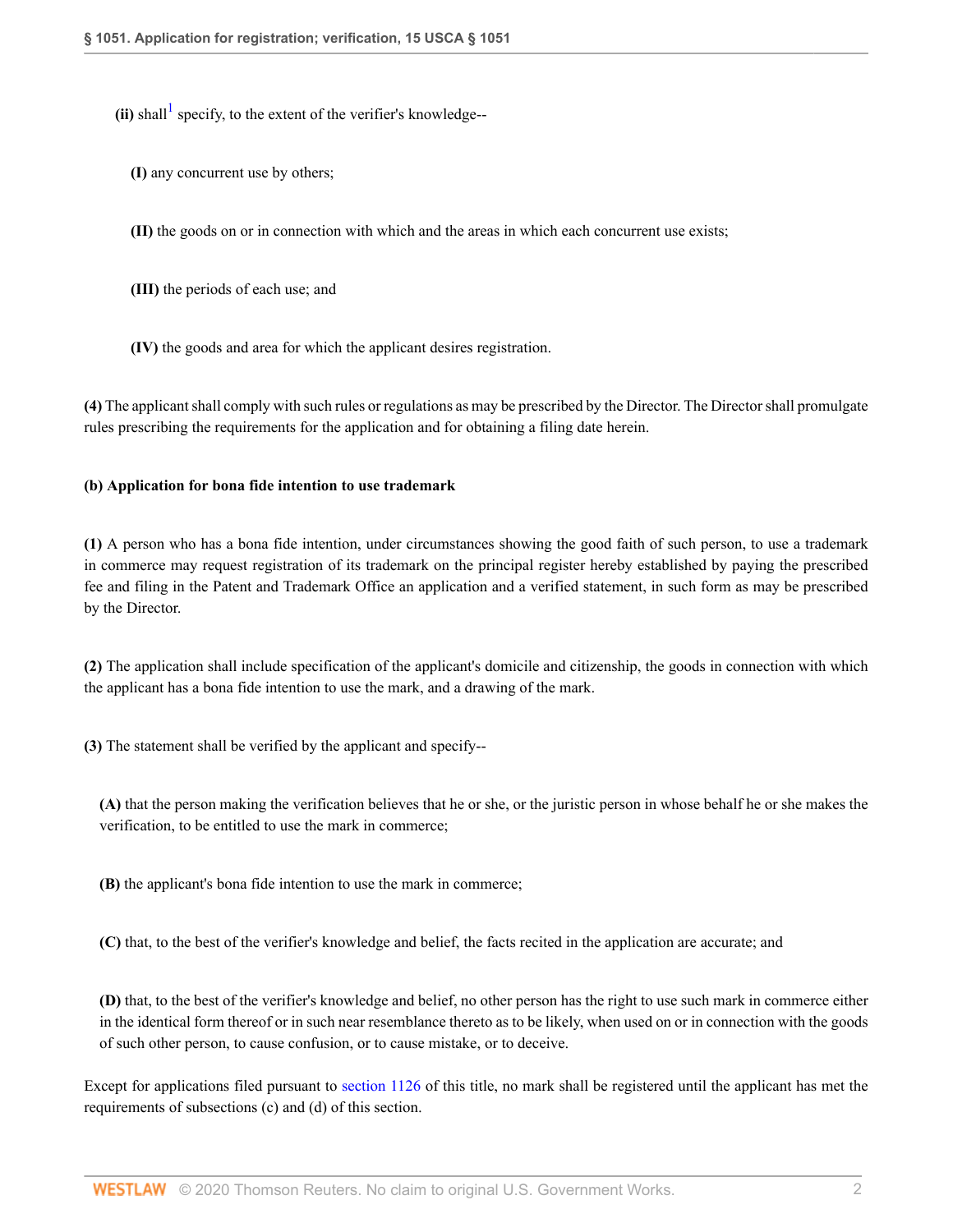**(ii)** shall[1] specify, to the extent of the verifier's knowledge--

**(I)** any concurrent use by others;

**(II)** the goods on or in connection with which and the areas in which each concurrent use exists;

**(III)** the periods of each use; and

**(IV)** the goods and area for which the applicant desires registration.

**(4)** The applicant shall comply with such rules or regulations as may be prescribed by the Director. The Director shall promulgate rules prescribing the requirements for the application and for obtaining a filing date herein.

**(b) Application for bona fide intention to use trademark**

**(1)** A person who has a bona fide intention, under circumstances showing the good faith of such person, to use a trademark in commerce may request registration of its trademark on the principal register hereby established by paying the prescribed fee and filing in the Patent and Trademark Office an application and a verified statement, in such form as may be prescribed by the Director.

**(2)** The application shall include specification of the applicant's domicile and citizenship, the goods in connection with which the applicant has a bona fide intention to use the mark, and a drawing of the mark.

**(3)** The statement shall be verified by the applicant and specify--

**(A)** that the person making the verification believes that he or she, or the juristic person in whose behalf he or she makes the verification, to be entitled to use the mark in commerce;

**(B)** the applicant's bona fide intention to use the mark in commerce;

**(C)** that, to the best of the verifier's knowledge and belief, the facts recited in the application are accurate; and

**(D)** that, to the best of the verifier's knowledge and belief, no other person has the right to use such mark in commerce either in the identical form thereof or in such near resemblance thereto as to be likely, when used on or in connection with the goods of such other person, to cause confusion, or to cause mistake, or to deceive.

Except for applications filed pursuant to section 1126 of this title, no mark shall be registered until the applicant has met the requirements of subsections (c) and (d) of this section.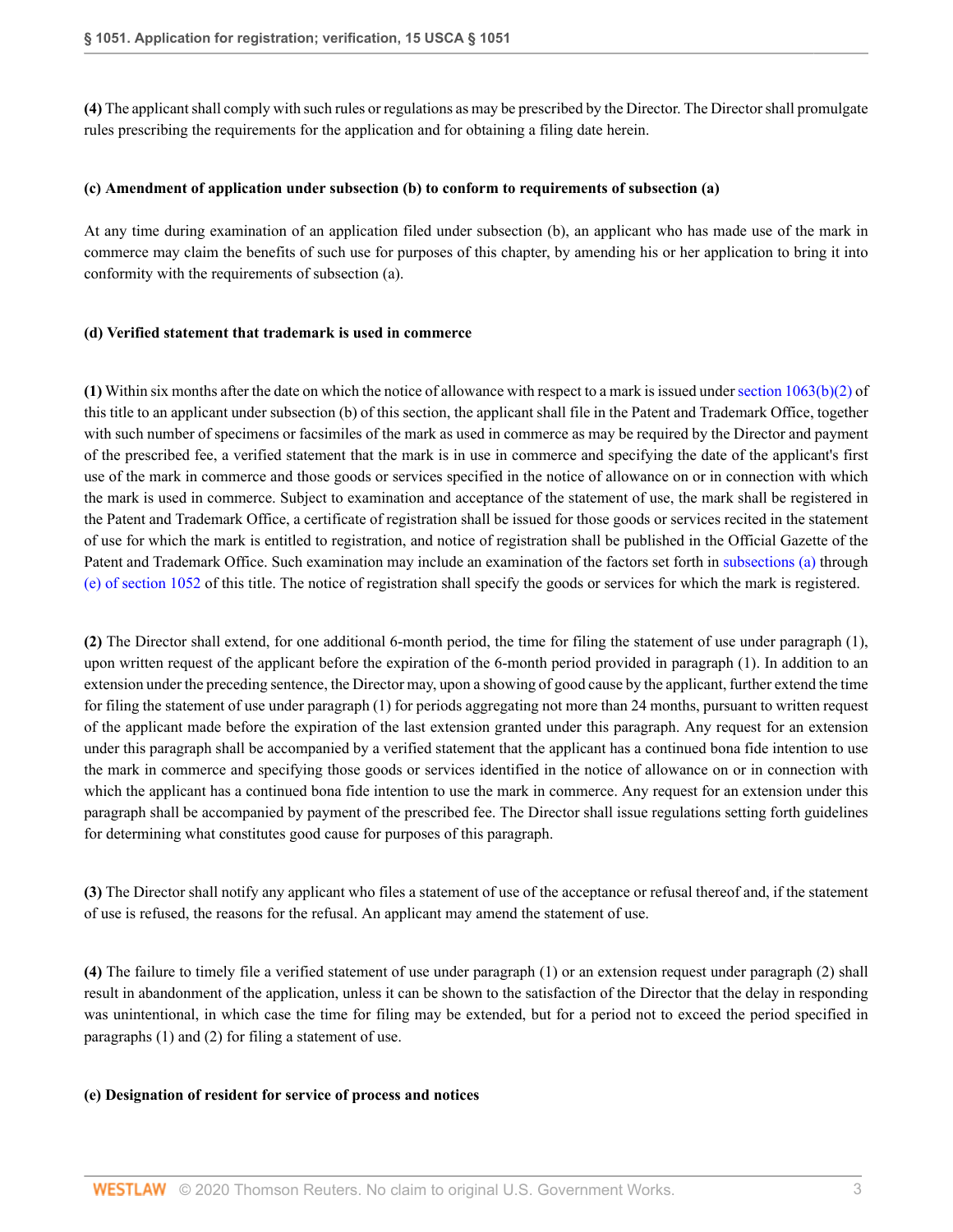**(4)** The applicant shall comply with such rules or regulations as may be prescribed by the Director. The Director shall promulgate rules prescribing the requirements for the application and for obtaining a filing date herein.

**(c) Amendment of application under subsection (b) to conform to requirements of subsection (a)**

At any time during examination of an application filed under subsection (b), an applicant who has made use of the mark in commerce may claim the benefits of such use for purposes of this chapter, by amending his or her application to bring it into conformity with the requirements of subsection (a).

**(d) Verified statement that trademark is used in commerce**

**(1)** Within six months after the date on which the notice of allowance with respect to a mark is issued under section 1063(b)(2) of this title to an applicant under subsection (b) of this section, the applicant shall file in the Patent and Trademark Office, together with such number of specimens or facsimiles of the mark as used in commerce as may be required by the Director and payment of the prescribed fee, a verified statement that the mark is in use in commerce and specifying the date of the applicant's first use of the mark in commerce and those goods or services specified in the notice of allowance on or in connection with which the mark is used in commerce. Subject to examination and acceptance of the statement of use, the mark shall be registered in the Patent and Trademark Office, a certificate of registration shall be issued for those goods or services recited in the statement of use for which the mark is entitled to registration, and notice of registration shall be published in the Official Gazette of the Patent and Trademark Office. Such examination may include an examination of the factors set forth in subsections (a) through (e) of section 1052 of this title. The notice of registration shall specify the goods or services for which the mark is registered.

**(2)** The Director shall extend, for one additional 6-month period, the time for filing the statement of use under paragraph (1), upon written request of the applicant before the expiration of the 6-month period provided in paragraph (1). In addition to an extension under the preceding sentence, the Director may, upon a showing of good cause by the applicant, further extend the time for filing the statement of use under paragraph (1) for periods aggregating not more than 24 months, pursuant to written request of the applicant made before the expiration of the last extension granted under this paragraph. Any request for an extension under this paragraph shall be accompanied by a verified statement that the applicant has a continued bona fide intention to use the mark in commerce and specifying those goods or services identified in the notice of allowance on or in connection with which the applicant has a continued bona fide intention to use the mark in commerce. Any request for an extension under this paragraph shall be accompanied by payment of the prescribed fee. The Director shall issue regulations setting forth guidelines for determining what constitutes good cause for purposes of this paragraph.

**(3)** The Director shall notify any applicant who files a statement of use of the acceptance or refusal thereof and, if the statement of use is refused, the reasons for the refusal. An applicant may amend the statement of use.

**(4)** The failure to timely file a verified statement of use under paragraph (1) or an extension request under paragraph (2) shall result in abandonment of the application, unless it can be shown to the satisfaction of the Director that the delay in responding was unintentional, in which case the time for filing may be extended, but for a period not to exceed the period specified in paragraphs (1) and (2) for filing a statement of use.

**(e) Designation of resident for service of process and notices**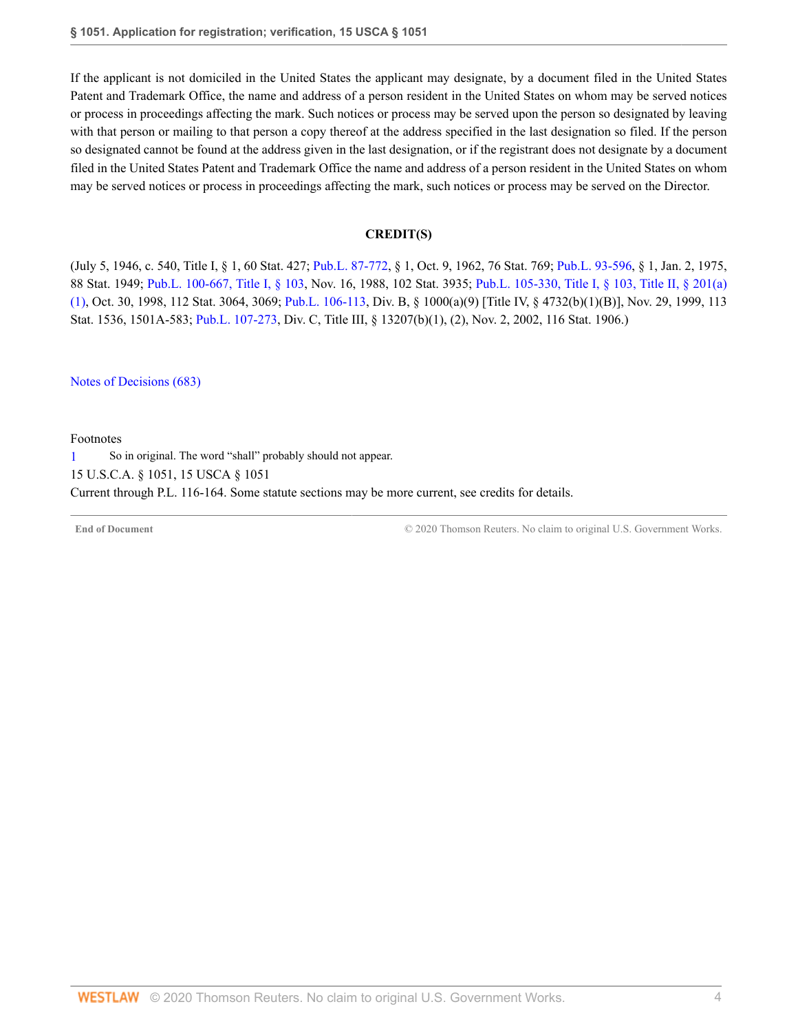If the applicant is not domiciled in the United States the applicant may designate, by a document filed in the United States Patent and Trademark Office, the name and address of a person resident in the United States on whom may be served notices or process in proceedings affecting the mark. Such notices or process may be served upon the person so designated by leaving with that person or mailing to that person a copy thereof at the address specified in the last designation so filed. If the person so designated cannot be found at the address given in the last designation, or if the registrant does not designate by a document filed in the United States Patent and Trademark Office the name and address of a person resident in the United States on whom may be served notices or process in proceedings affecting the mark, such notices or process may be served on the Director.

**CREDIT(S)**

(July 5, 1946, c. 540, Title I, § 1, 60 Stat. 427; Pub.L. 87-772, § 1, Oct. 9, 1962, 76 Stat. 769; Pub.L. 93-596, § 1, Jan. 2, 1975, 88 Stat. 1949; Pub.L. 100-667, Title I, § 103, Nov. 16, 1988, 102 Stat. 3935; Pub.L. 105-330, Title I, § 103, Title II, § 201(a)(1), Oct. 30, 1998, 112 Stat. 3064, 3069; Pub.L. 106-113, Div. B, § 1000(a)(9) [Title IV, § 4732(b)(1)(B)], Nov. 29, 1999, 113 Stat. 1536, 1501A-583; Pub.L. 107-273, Div. C, Title III, § 13207(b)(1), (2), Nov. 2, 2002, 116 Stat. 1906.)

Notes of Decisions (683)

Footnotes

1 So in original. The word "shall" probably should not appear.

15 U.S.C.A. § 1051, 15 USCA § 1051

Current through P.L. 116-164. Some statute sections may be more current, see credits for details.

End of Document © 2020 Thomson Reuters. No claim to original U.S. Government Works.